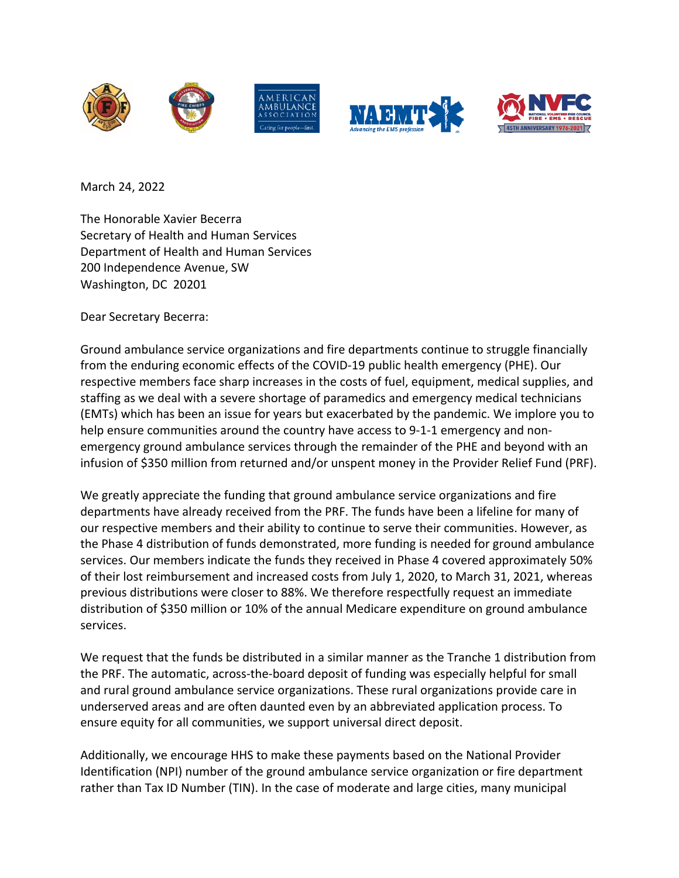March 24, 2022

The Honorable Xavier Becerra
Secretary of Health and Human Services
Department of Health and Human Services
200 Independence Avenue, SW
Washington, DC 20201

Dear Secretary Becerra:

Ground ambulance service organizations and fire departments continue to struggle financially from the enduring economic effects of the COVID-19 public health emergency (PHE). Our respective members face sharp increases in the costs of fuel, equipment, medical supplies, and staffing as we deal with a severe shortage of paramedics and emergency medical technicians (EMTs) which has been an issue for years but exacerbated by the pandemic. We implore you to help ensure communities around the country have access to 9-1-1 emergency and non-emergency ground ambulance services through the remainder of the PHE and beyond with an infusion of $350 million from returned and/or unspent money in the Provider Relief Fund (PRF).

We greatly appreciate the funding that ground ambulance service organizations and fire departments have already received from the PRF. The funds have been a lifeline for many of our respective members and their ability to continue to serve their communities. However, as the Phase 4 distribution of funds demonstrated, more funding is needed for ground ambulance services. Our members indicate the funds they received in Phase 4 covered approximately 50% of their lost reimbursement and increased costs from July 1, 2020, to March 31, 2021, whereas previous distributions were closer to 88%. We therefore respectfully request an immediate distribution of $350 million or 10% of the annual Medicare expenditure on ground ambulance services.

We request that the funds be distributed in a similar manner as the Tranche 1 distribution from the PRF. The automatic, across-the-board deposit of funding was especially helpful for small and rural ground ambulance service organizations. These rural organizations provide care in underserved areas and are often daunted even by an abbreviated application process. To ensure equity for all communities, we support universal direct deposit.

Additionally, we encourage HHS to make these payments based on the National Provider Identification (NPI) number of the ground ambulance service organization or fire department rather than Tax ID Number (TIN). In the case of moderate and large cities, many municipal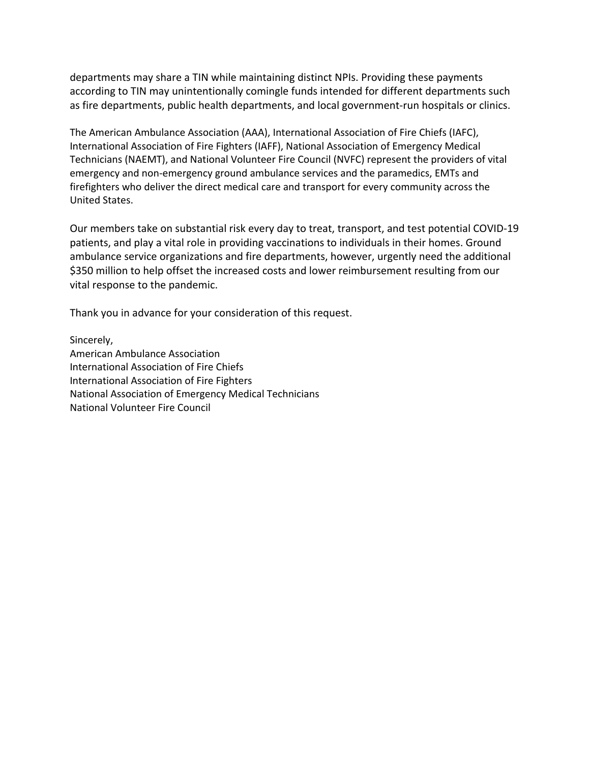departments may share a TIN while maintaining distinct NPIs. Providing these payments according to TIN may unintentionally comingle funds intended for different departments such as fire departments, public health departments, and local government-run hospitals or clinics.

The American Ambulance Association (AAA), International Association of Fire Chiefs (IAFC), International Association of Fire Fighters (IAFF), National Association of Emergency Medical Technicians (NAEMT), and National Volunteer Fire Council (NVFC) represent the providers of vital emergency and non-emergency ground ambulance services and the paramedics, EMTs and firefighters who deliver the direct medical care and transport for every community across the United States.

Our members take on substantial risk every day to treat, transport, and test potential COVID-19 patients, and play a vital role in providing vaccinations to individuals in their homes. Ground ambulance service organizations and fire departments, however, urgently need the additional $350 million to help offset the increased costs and lower reimbursement resulting from our vital response to the pandemic.

Thank you in advance for your consideration of this request.

Sincerely,
American Ambulance Association
International Association of Fire Chiefs
International Association of Fire Fighters
National Association of Emergency Medical Technicians
National Volunteer Fire Council